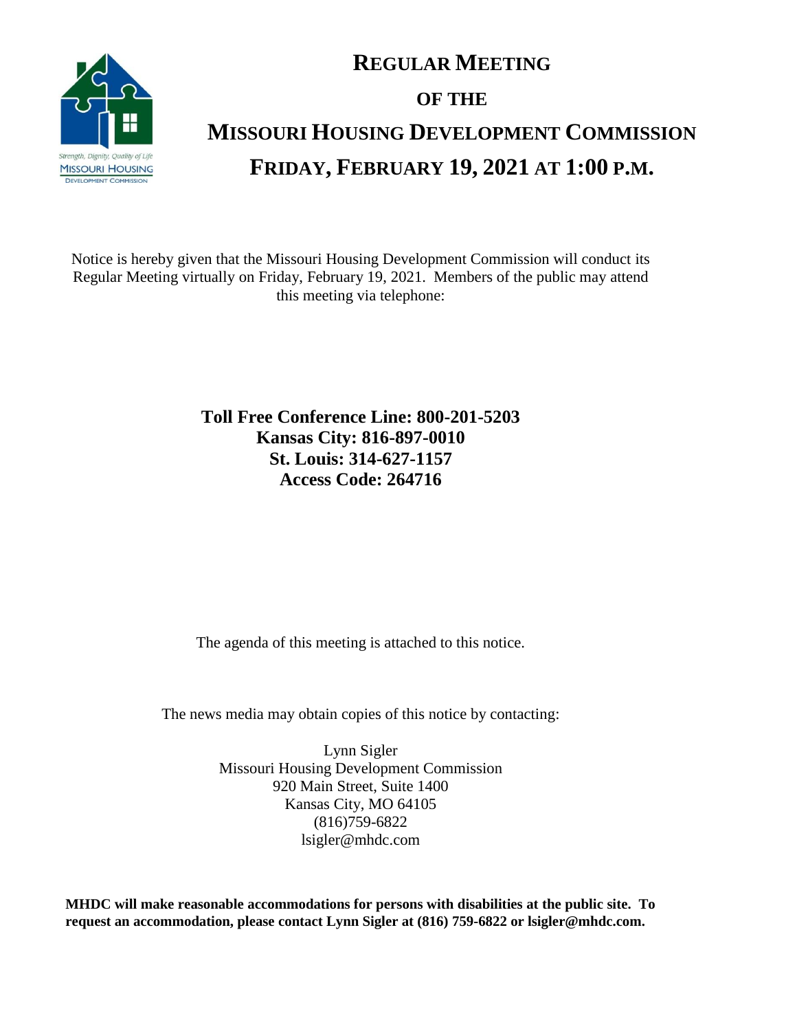Strength, Dignity, Quality of Life
MISSOURI HOUSING
DEVELOPMENT COMMISSION

# REGULAR MEETING
# OF THE
# MISSOURI HOUSING DEVELOPMENT COMMISSION
# FRIDAY, FEBRUARY 19, 2021 AT 1:00 P.M.

Notice is hereby given that the Missouri Housing Development Commission will conduct its Regular Meeting virtually on Friday, February 19, 2021. Members of the public may attend this meeting via telephone:

**Toll Free Conference Line: 800-201-5203**
**Kansas City: 816-897-0010**
**St. Louis: 314-627-1157**
**Access Code: 264716**

The agenda of this meeting is attached to this notice.

The news media may obtain copies of this notice by contacting:

Lynn Sigler
Missouri Housing Development Commission
920 Main Street, Suite 1400
Kansas City, MO 64105
(816)759-6822
lsigler@mhdc.com

**MHDC will make reasonable accommodations for persons with disabilities at the public site. To request an accommodation, please contact Lynn Sigler at (816) 759-6822 or lsigler@mhdc.com.**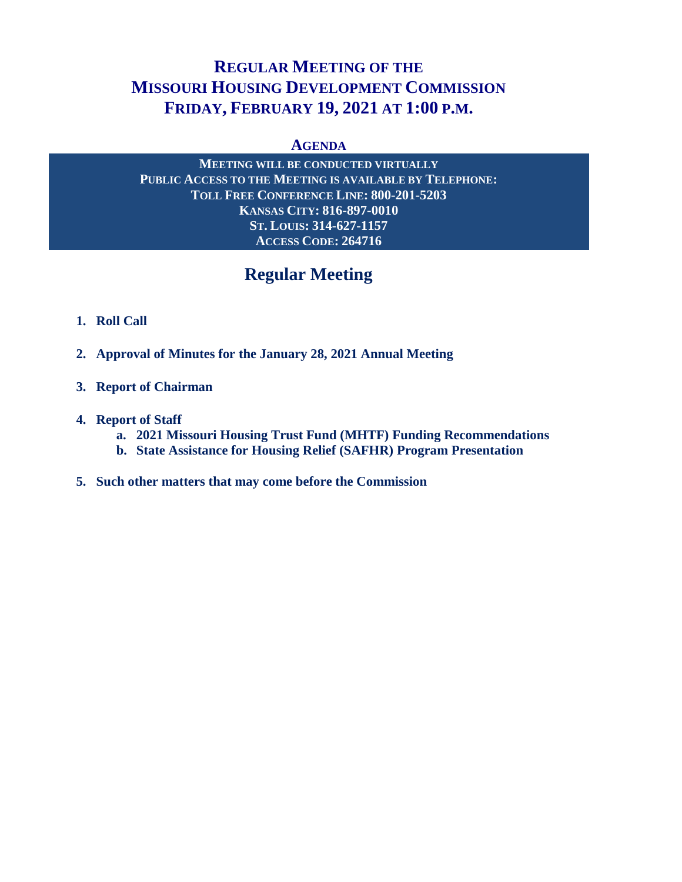# Regular Meeting of the Missouri Housing Development Commission
# Friday, February 19, 2021 at 1:00 p.m.

## Agenda

**Meeting will be conducted virtually**
**Public Access to the Meeting is available by Telephone:**
**Toll Free Conference Line: 800-201-5203**
**Kansas City: 816-897-0010**
**St. Louis: 314-627-1157**
**Access Code: 264716**

## Regular Meeting

1. **Roll Call**

2. **Approval of Minutes for the January 28, 2021 Annual Meeting**

3. **Report of Chairman**

4. **Report of Staff**
   a. **2021 Missouri Housing Trust Fund (MHTF) Funding Recommendations**
   b. **State Assistance for Housing Relief (SAFHR) Program Presentation**

5. **Such other matters that may come before the Commission**